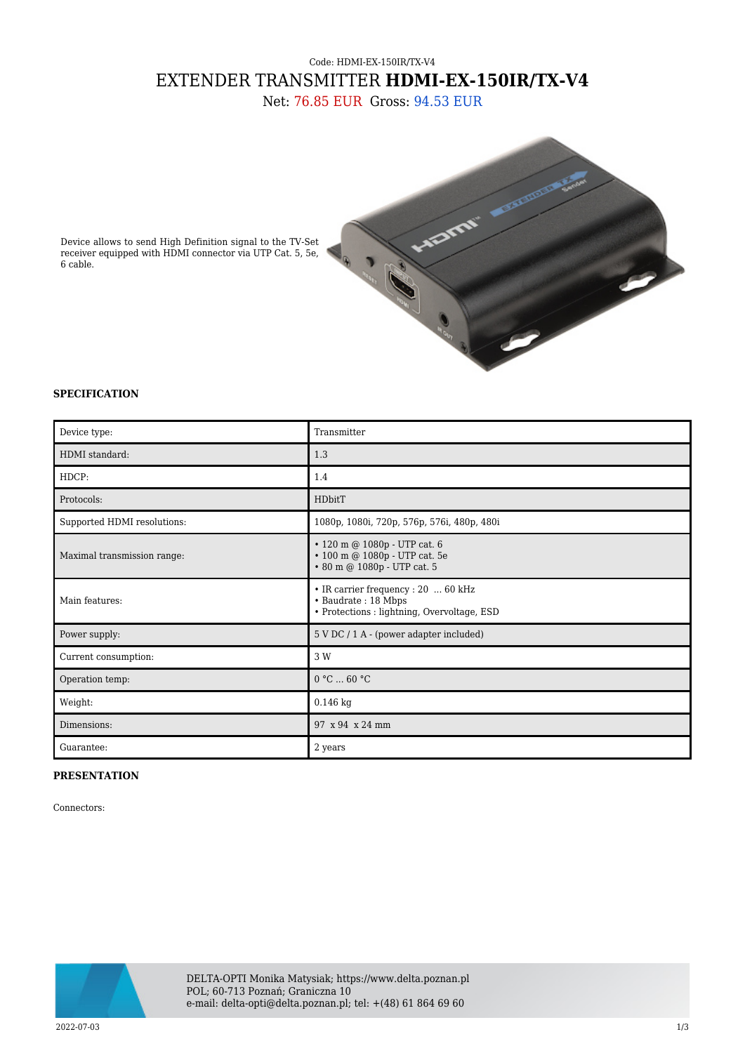Code: HDMI-EX-150IR/TX-V4

# EXTENDER TRANSMITTER **HDMI-EX-150IR/TX-V4**

Net: 76.85 EUR Gross: 94.53 EUR

Device allows to send High Definition signal to the TV-Set receiver equipped with HDMI connector via UTP Cat. 5, 5e, 6 cable.

### SPECIFICATION

| | |
|---|---|
| Device type: | Transmitter |
| HDMI standard: | 1.3 |
| HDCP: | 1.4 |
| Protocols: | HDbitT |
| Supported HDMI resolutions: | 1080p, 1080i, 720p, 576p, 576i, 480p, 480i |
| Maximal transmission range: | • 120 m @ 1080p - UTP cat. 6<br>• 100 m @ 1080p - UTP cat. 5e<br>• 80 m @ 1080p - UTP cat. 5 |
| Main features: | • IR carrier frequency : 20 ... 60 kHz<br>• Baudrate : 18 Mbps<br>• Protections : lightning, Overvoltage, ESD |
| Power supply: | 5 V DC / 1 A - (power adapter included) |
| Current consumption: | 3 W |
| Operation temp: | 0 °C ... 60 °C |
| Weight: | 0.146 kg |
| Dimensions: | 97 x 94 x 24 mm |
| Guarantee: | 2 years |

### PRESENTATION

Connectors:

DELTA-OPTI Monika Matysiak; https://www.delta.poznan.pl
POL; 60-713 Poznań; Graniczna 10
e-mail: delta-opti@delta.poznan.pl; tel: +(48) 61 864 69 60

2022-07-03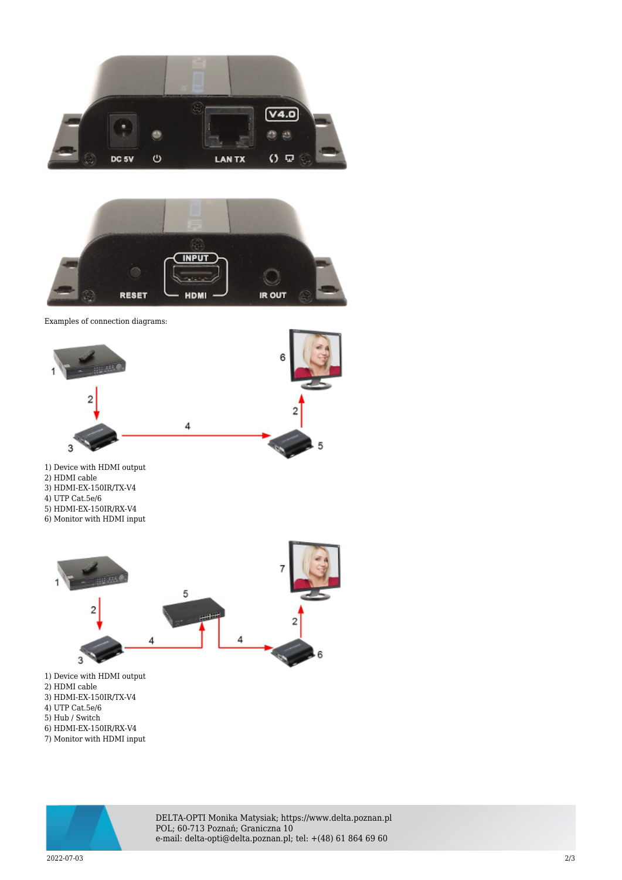Examples of connection diagrams:

1) Device with HDMI output
2) HDMI cable
3) HDMI-EX-150IR/TX-V4
4) UTP Cat.5e/6
5) HDMI-EX-150IR/RX-V4
6) Monitor with HDMI input

1) Device with HDMI output
2) HDMI cable
3) HDMI-EX-150IR/TX-V4
4) UTP Cat.5e/6
5) Hub / Switch
6) HDMI-EX-150IR/RX-V4
7) Monitor with HDMI input

DELTA-OPTI Monika Matysiak; https://www.delta.poznan.pl
POL; 60-713 Poznań; Graniczna 10
e-mail: delta-opti@delta.poznan.pl; tel: +(48) 61 864 69 60

2022-07-03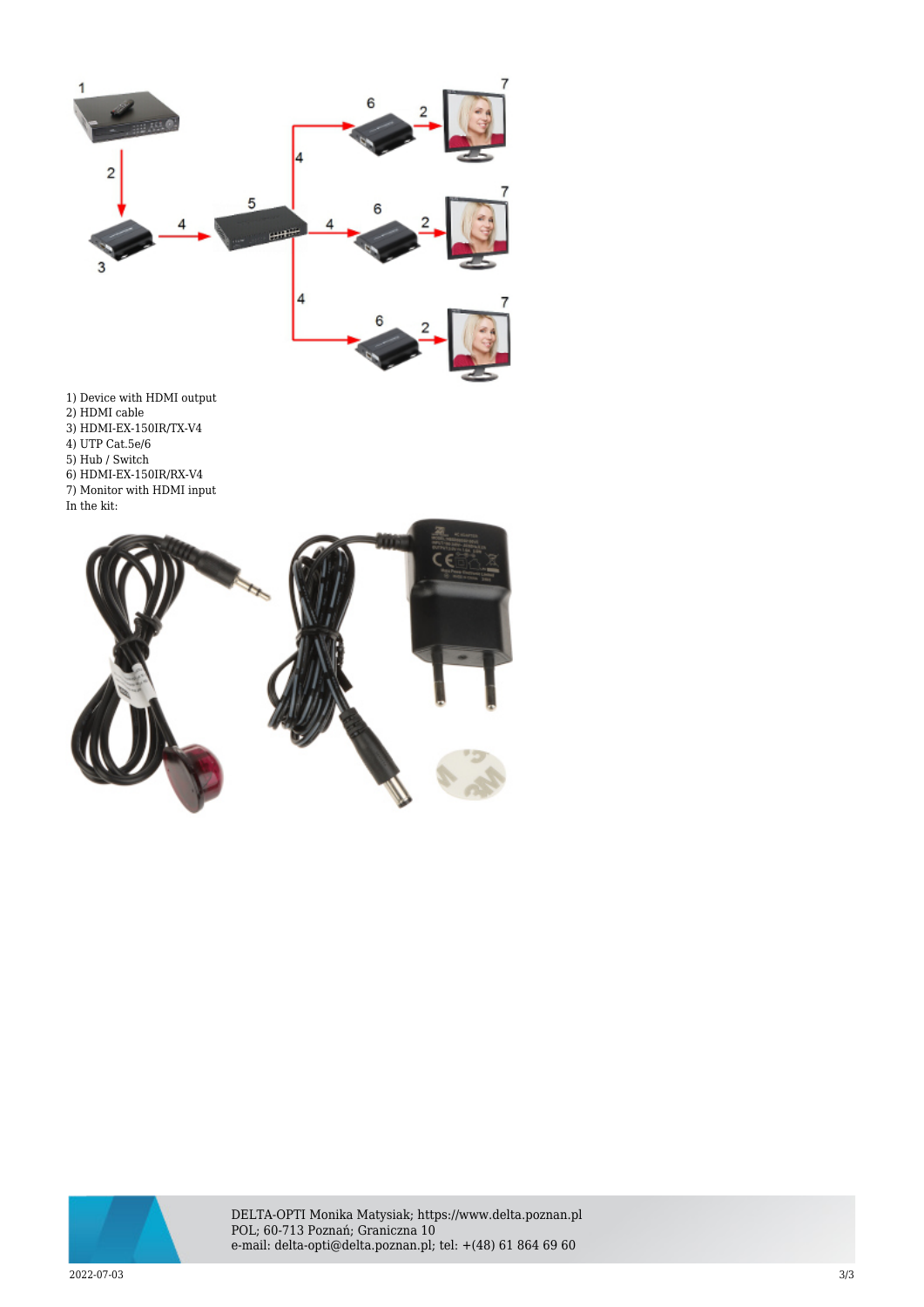1) Device with HDMI output
2) HDMI cable
3) HDMI-EX-150IR/TX-V4
4) UTP Cat.5e/6
5) Hub / Switch
6) HDMI-EX-150IR/RX-V4
7) Monitor with HDMI input
In the kit: